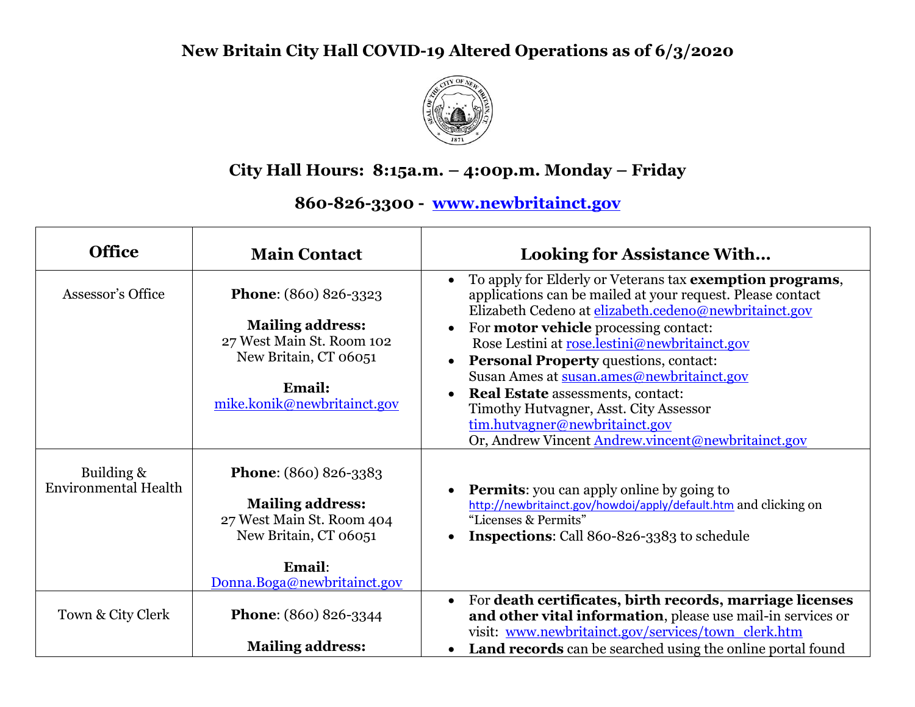# New Britain City Hall COVID-19 Altered Operations as of 6/3/2020

## City Hall Hours: 8:15a.m. – 4:00p.m. Monday – Friday

## 860-826-3300 - [www.newbritainct.gov](http://www.newbritainct.gov)

| Office | Main Contact | Looking for Assistance With… |
|---|---|---|
| Assessor's Office | **Phone**: (860) 826-3323<br><br>**Mailing address:**<br>27 West Main St. Room 102<br>New Britain, CT 06051<br><br>**Email:**<br>mike.konik@newbritainct.gov | • To apply for Elderly or Veterans tax **exemption programs**, applications can be mailed at your request. Please contact Elizabeth Cedeno at elizabeth.cedeno@newbritainct.gov<br>• For **motor vehicle** processing contact: Rose Lestini at rose.lestini@newbritainct.gov<br>• **Personal Property** questions, contact: Susan Ames at susan.ames@newbritainct.gov<br>• **Real Estate** assessments, contact: Timothy Hutvagner, Asst. City Assessor tim.hutvagner@newbritainct.gov Or, Andrew Vincent Andrew.vincent@newbritainct.gov |
| Building & Environmental Health | **Phone**: (860) 826-3383<br><br>**Mailing address:**<br>27 West Main St. Room 404<br>New Britain, CT 06051<br><br>**Email**:<br>Donna.Boga@newbritainct.gov | • **Permits**: you can apply online by going to http://newbritainct.gov/howdoi/apply/default.htm and clicking on "Licenses & Permits"<br>• **Inspections**: Call 860-826-3383 to schedule |
| Town & City Clerk | **Phone**: (860) 826-3344<br><br>**Mailing address:** | • For **death certificates, birth records, marriage licenses and other vital information**, please use mail-in services or visit: www.newbritainct.gov/services/town_clerk.htm<br>• **Land records** can be searched using the online portal found |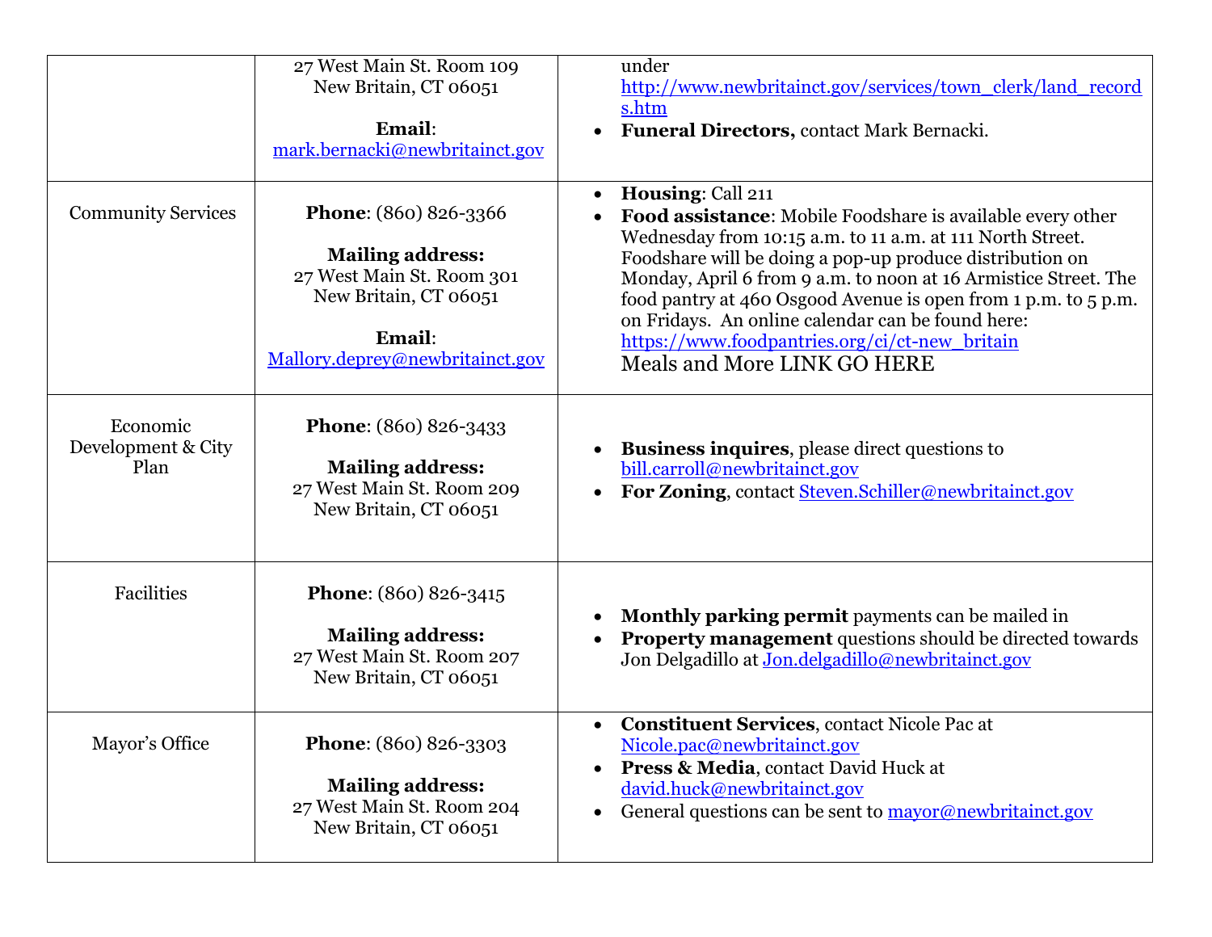| | | |
|---|---|---|
| | 27 West Main St. Room 109<br>New Britain, CT 06051<br><br>**Email**:<br>mark.bernacki@newbritainct.gov | under http://www.newbritainct.gov/services/town_clerk/land_records.htm<br>• **Funeral Directors,** contact Mark Bernacki. |
| Community Services | **Phone**: (860) 826-3366<br><br>**Mailing address:**<br>27 West Main St. Room 301<br>New Britain, CT 06051<br><br>**Email**:<br>Mallory.deprey@newbritainct.gov | • **Housing**: Call 211<br>• **Food assistance**: Mobile Foodshare is available every other Wednesday from 10:15 a.m. to 11 a.m. at 111 North Street. Foodshare will be doing a pop-up produce distribution on Monday, April 6 from 9 a.m. to noon at 16 Armistice Street. The food pantry at 460 Osgood Avenue is open from 1 p.m. to 5 p.m. on Fridays. An online calendar can be found here: https://www.foodpantries.org/ci/ct-new_britain<br>Meals and More LINK GO HERE |
| Economic Development & City Plan | **Phone**: (860) 826-3433<br><br>**Mailing address:**<br>27 West Main St. Room 209<br>New Britain, CT 06051 | • **Business inquires**, please direct questions to bill.carroll@newbritainct.gov<br>• **For Zoning**, contact Steven.Schiller@newbritainct.gov |
| Facilities | **Phone**: (860) 826-3415<br><br>**Mailing address:**<br>27 West Main St. Room 207<br>New Britain, CT 06051 | • **Monthly parking permit** payments can be mailed in<br>• **Property management** questions should be directed towards Jon Delgadillo at Jon.delgadillo@newbritainct.gov |
| Mayor's Office | **Phone**: (860) 826-3303<br><br>**Mailing address:**<br>27 West Main St. Room 204<br>New Britain, CT 06051 | • **Constituent Services**, contact Nicole Pac at Nicole.pac@newbritainct.gov<br>• **Press & Media**, contact David Huck at david.huck@newbritainct.gov<br>• General questions can be sent to mayor@newbritainct.gov |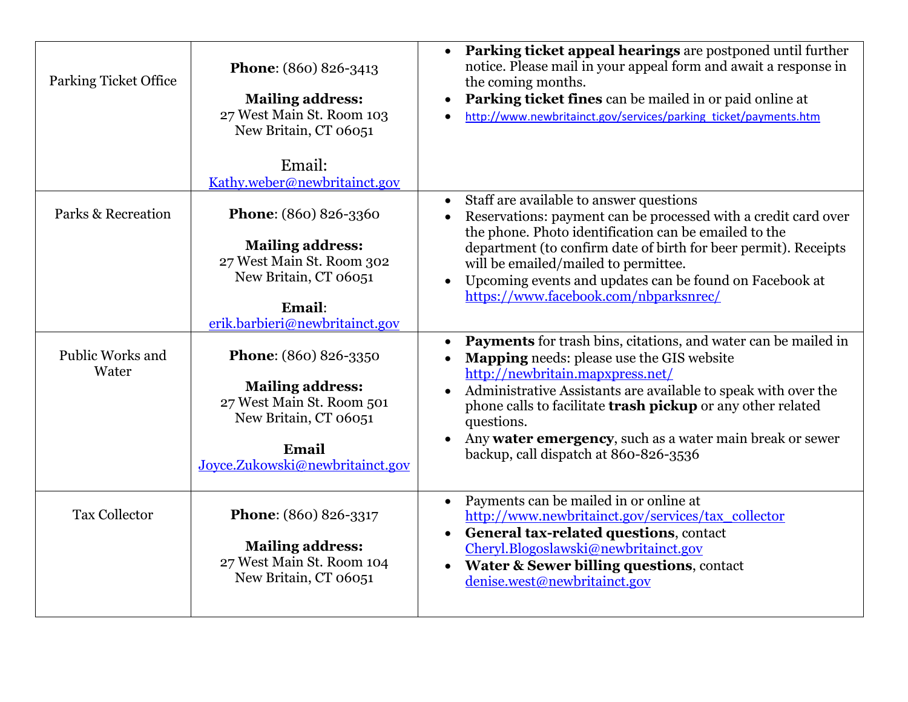| | | |
|---|---|---|
| Parking Ticket Office | **Phone**: (860) 826-3413<br><br>**Mailing address:**<br>27 West Main St. Room 103<br>New Britain, CT 06051<br><br>Email:<br>Kathy.weber@newbritainct.gov | • **Parking ticket appeal hearings** are postponed until further notice. Please mail in your appeal form and await a response in the coming months.<br>• **Parking ticket fines** can be mailed in or paid online at<br>• http://www.newbritainct.gov/services/parking_ticket/payments.htm |
| Parks & Recreation | **Phone**: (860) 826-3360<br><br>**Mailing address:**<br>27 West Main St. Room 302<br>New Britain, CT 06051<br><br>**Email**:<br>erik.barbieri@newbritainct.gov | • Staff are available to answer questions<br>• Reservations: payment can be processed with a credit card over the phone. Photo identification can be emailed to the department (to confirm date of birth for beer permit). Receipts will be emailed/mailed to permittee.<br>• Upcoming events and updates can be found on Facebook at https://www.facebook.com/nbparksnrec/ |
| Public Works and Water | **Phone**: (860) 826-3350<br><br>**Mailing address:**<br>27 West Main St. Room 501<br>New Britain, CT 06051<br><br>**Email**<br>Joyce.Zukowski@newbritainct.gov | • **Payments** for trash bins, citations, and water can be mailed in<br>• **Mapping** needs: please use the GIS website http://newbritain.mapxpress.net/<br>• Administrative Assistants are available to speak with over the phone calls to facilitate **trash pickup** or any other related questions.<br>• Any **water emergency**, such as a water main break or sewer backup, call dispatch at 860-826-3536 |
| Tax Collector | **Phone**: (860) 826-3317<br><br>**Mailing address:**<br>27 West Main St. Room 104<br>New Britain, CT 06051 | • Payments can be mailed in or online at http://www.newbritainct.gov/services/tax_collector<br>• **General tax-related questions**, contact Cheryl.Blogoslawski@newbritainct.gov<br>• **Water & Sewer billing questions**, contact denise.west@newbritainct.gov |